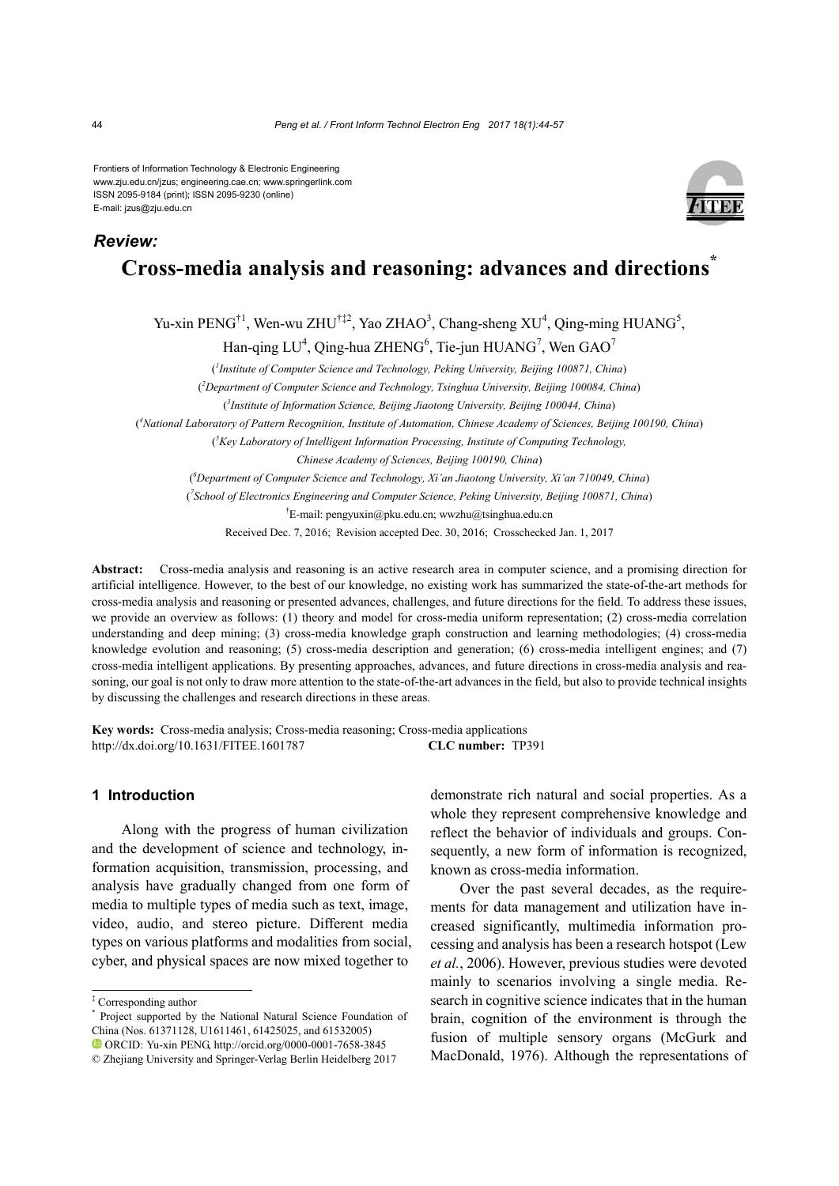Frontiers of Information Technology & Electronic Engineering
www.zju.edu.cn/jzus; engineering.cae.cn; www.springerlink.com
ISSN 2095-9184 (print); ISSN 2095-9230 (online)
E-mail: jzus@zju.edu.cn

***Review:***

# Cross-media analysis and reasoning: advances and directions*

Yu-xin PENG[†1], Wen-wu ZHU[†‡2], Yao ZHAO[3], Chang-sheng XU[4], Qing-ming HUANG[5], Han-qing LU[4], Qing-hua ZHENG[6], Tie-jun HUANG[7], Wen GAO[7]

([1]*Institute of Computer Science and Technology, Peking University, Beijing 100871, China*)
([2]*Department of Computer Science and Technology, Tsinghua University, Beijing 100084, China*)
([3]*Institute of Information Science, Beijing Jiaotong University, Beijing 100044, China*)
([4]*National Laboratory of Pattern Recognition, Institute of Automation, Chinese Academy of Sciences, Beijing 100190, China*)
([5]*Key Laboratory of Intelligent Information Processing, Institute of Computing Technology, Chinese Academy of Sciences, Beijing 100190, China*)
([6]*Department of Computer Science and Technology, Xi'an Jiaotong University, Xi'an 710049, China*)
([7]*School of Electronics Engineering and Computer Science, Peking University, Beijing 100871, China*)
[†]E-mail: pengyuxin@pku.edu.cn; wwzhu@tsinghua.edu.cn

Received Dec. 7, 2016; Revision accepted Dec. 30, 2016; Crosschecked Jan. 1, 2017

**Abstract:** Cross-media analysis and reasoning is an active research area in computer science, and a promising direction for artificial intelligence. However, to the best of our knowledge, no existing work has summarized the state-of-the-art methods for cross-media analysis and reasoning or presented advances, challenges, and future directions for the field. To address these issues, we provide an overview as follows: (1) theory and model for cross-media uniform representation; (2) cross-media correlation understanding and deep mining; (3) cross-media knowledge graph construction and learning methodologies; (4) cross-media knowledge evolution and reasoning; (5) cross-media description and generation; (6) cross-media intelligent engines; and (7) cross-media intelligent applications. By presenting approaches, advances, and future directions in cross-media analysis and reasoning, our goal is not only to draw more attention to the state-of-the-art advances in the field, but also to provide technical insights by discussing the challenges and research directions in these areas.

**Key words:** Cross-media analysis; Cross-media reasoning; Cross-media applications
http://dx.doi.org/10.1631/FITEE.1601787 **CLC number:** TP391

## 1 Introduction

Along with the progress of human civilization and the development of science and technology, information acquisition, transmission, processing, and analysis have gradually changed from one form of media to multiple types of media such as text, image, video, audio, and stereo picture. Different media types on various platforms and modalities from social, cyber, and physical spaces are now mixed together to demonstrate rich natural and social properties. As a whole they represent comprehensive knowledge and reflect the behavior of individuals and groups. Consequently, a new form of information is recognized, known as cross-media information.

Over the past several decades, as the requirements for data management and utilization have increased significantly, multimedia information processing and analysis has been a research hotspot (Lew *et al.*, 2006). However, previous studies were devoted mainly to scenarios involving a single media. Research in cognitive science indicates that in the human brain, cognition of the environment is through the fusion of multiple sensory organs (McGurk and MacDonald, 1976). Although the representations of

‡ Corresponding author
\* Project supported by the National Natural Science Foundation of China (Nos. 61371128, U1611461, 61425025, and 61532005)
ORCID: Yu-xin PENG, http://orcid.org/0000-0001-7658-3845
© Zhejiang University and Springer-Verlag Berlin Heidelberg 2017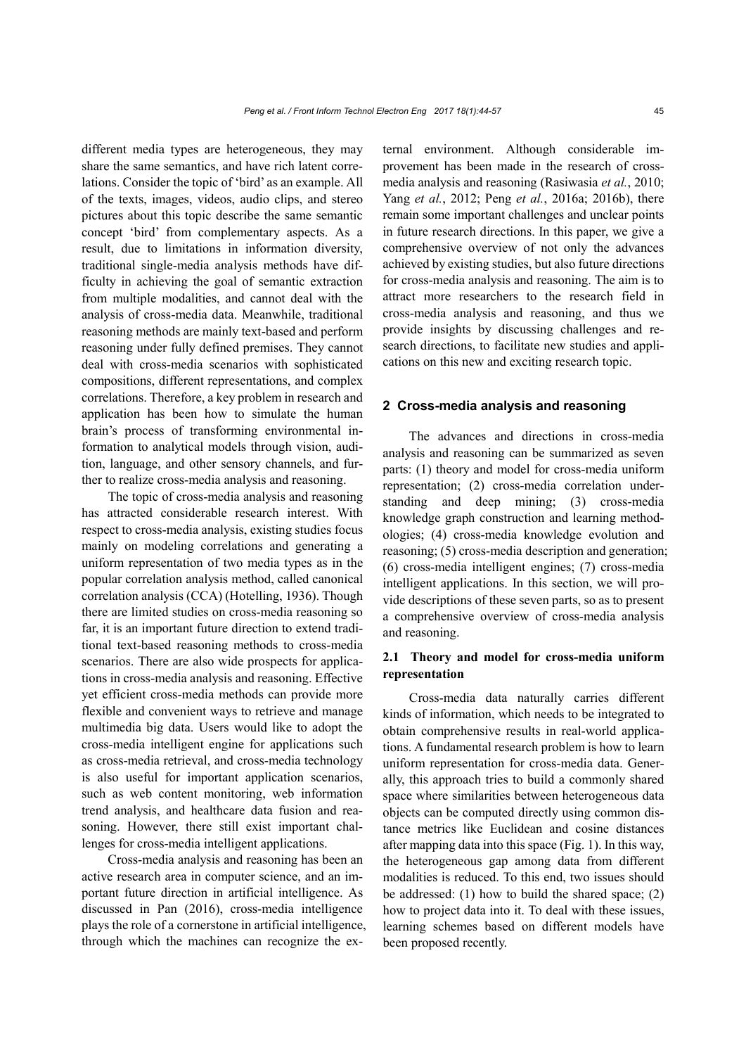different media types are heterogeneous, they may share the same semantics, and have rich latent correlations. Consider the topic of 'bird' as an example. All of the texts, images, videos, audio clips, and stereo pictures about this topic describe the same semantic concept 'bird' from complementary aspects. As a result, due to limitations in information diversity, traditional single-media analysis methods have difficulty in achieving the goal of semantic extraction from multiple modalities, and cannot deal with the analysis of cross-media data. Meanwhile, traditional reasoning methods are mainly text-based and perform reasoning under fully defined premises. They cannot deal with cross-media scenarios with sophisticated compositions, different representations, and complex correlations. Therefore, a key problem in research and application has been how to simulate the human brain's process of transforming environmental information to analytical models through vision, audition, language, and other sensory channels, and further to realize cross-media analysis and reasoning.

The topic of cross-media analysis and reasoning has attracted considerable research interest. With respect to cross-media analysis, existing studies focus mainly on modeling correlations and generating a uniform representation of two media types as in the popular correlation analysis method, called canonical correlation analysis (CCA) (Hotelling, 1936). Though there are limited studies on cross-media reasoning so far, it is an important future direction to extend traditional text-based reasoning methods to cross-media scenarios. There are also wide prospects for applications in cross-media analysis and reasoning. Effective yet efficient cross-media methods can provide more flexible and convenient ways to retrieve and manage multimedia big data. Users would like to adopt the cross-media intelligent engine for applications such as cross-media retrieval, and cross-media technology is also useful for important application scenarios, such as web content monitoring, web information trend analysis, and healthcare data fusion and reasoning. However, there still exist important challenges for cross-media intelligent applications.

Cross-media analysis and reasoning has been an active research area in computer science, and an important future direction in artificial intelligence. As discussed in Pan (2016), cross-media intelligence plays the role of a cornerstone in artificial intelligence, through which the machines can recognize the external environment. Although considerable improvement has been made in the research of cross-media analysis and reasoning (Rasiwasia *et al.*, 2010; Yang *et al.*, 2012; Peng *et al.*, 2016a; 2016b), there remain some important challenges and unclear points in future research directions. In this paper, we give a comprehensive overview of not only the advances achieved by existing studies, but also future directions for cross-media analysis and reasoning. The aim is to attract more researchers to the research field in cross-media analysis and reasoning, and thus we provide insights by discussing challenges and research directions, to facilitate new studies and applications on this new and exciting research topic.

## 2 Cross-media analysis and reasoning

The advances and directions in cross-media analysis and reasoning can be summarized as seven parts: (1) theory and model for cross-media uniform representation; (2) cross-media correlation understanding and deep mining; (3) cross-media knowledge graph construction and learning methodologies; (4) cross-media knowledge evolution and reasoning; (5) cross-media description and generation; (6) cross-media intelligent engines; (7) cross-media intelligent applications. In this section, we will provide descriptions of these seven parts, so as to present a comprehensive overview of cross-media analysis and reasoning.

### 2.1 Theory and model for cross-media uniform representation

Cross-media data naturally carries different kinds of information, which needs to be integrated to obtain comprehensive results in real-world applications. A fundamental research problem is how to learn uniform representation for cross-media data. Generally, this approach tries to build a commonly shared space where similarities between heterogeneous data objects can be computed directly using common distance metrics like Euclidean and cosine distances after mapping data into this space (Fig. 1). In this way, the heterogeneous gap among data from different modalities is reduced. To this end, two issues should be addressed: (1) how to build the shared space; (2) how to project data into it. To deal with these issues, learning schemes based on different models have been proposed recently.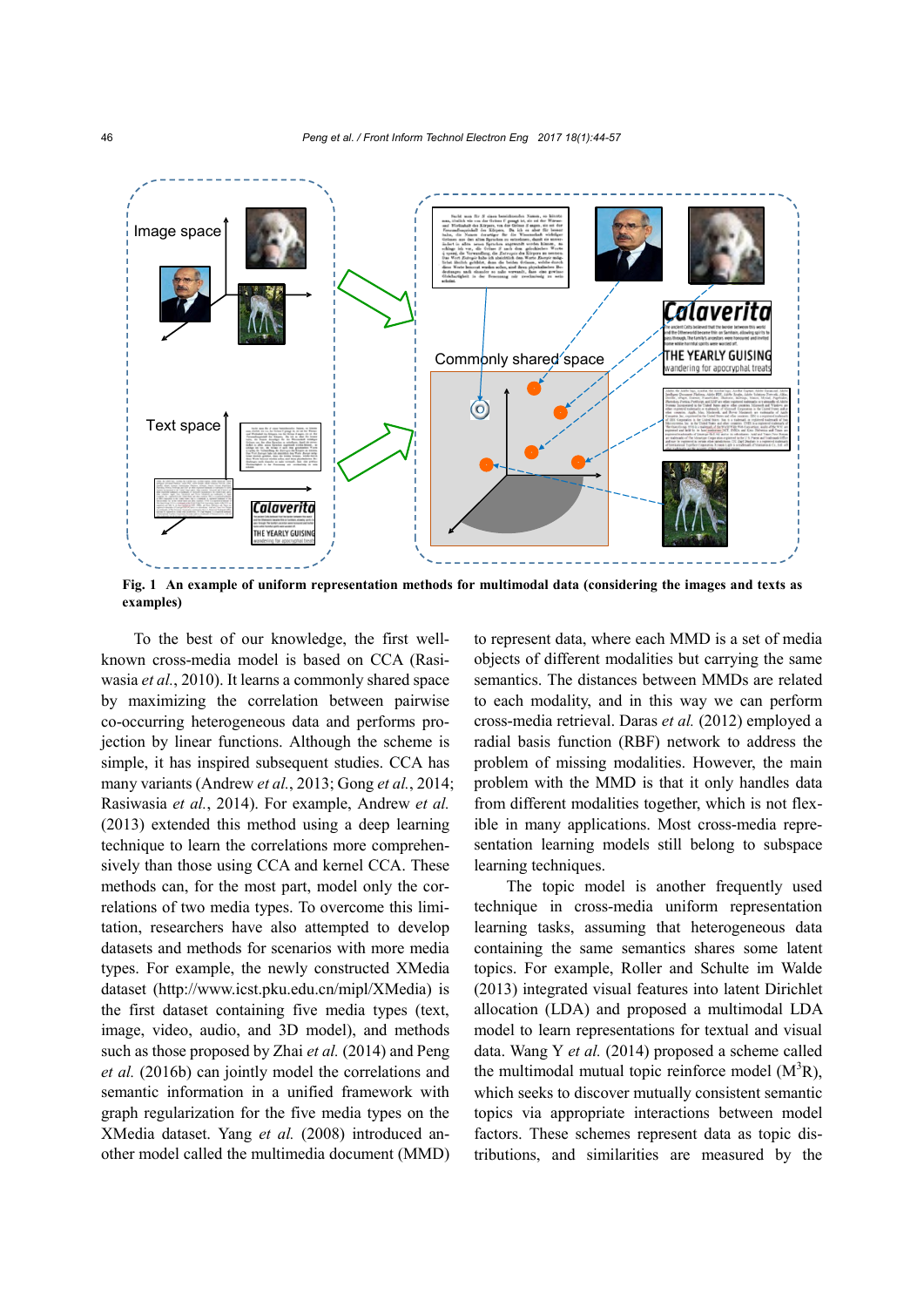**Fig. 1 An example of uniform representation methods for multimodal data (considering the images and texts as examples)**

To the best of our knowledge, the first well-known cross-media model is based on CCA (Rasiwasia *et al.*, 2010). It learns a commonly shared space by maximizing the correlation between pairwise co-occurring heterogeneous data and performs projection by linear functions. Although the scheme is simple, it has inspired subsequent studies. CCA has many variants (Andrew *et al.*, 2013; Gong *et al.*, 2014; Rasiwasia *et al.*, 2014). For example, Andrew *et al.* (2013) extended this method using a deep learning technique to learn the correlations more comprehensively than those using CCA and kernel CCA. These methods can, for the most part, model only the correlations of two media types. To overcome this limitation, researchers have also attempted to develop datasets and methods for scenarios with more media types. For example, the newly constructed XMedia dataset (http://www.icst.pku.edu.cn/mipl/XMedia) is the first dataset containing five media types (text, image, video, audio, and 3D model), and methods such as those proposed by Zhai *et al.* (2014) and Peng *et al.* (2016b) can jointly model the correlations and semantic information in a unified framework with graph regularization for the five media types on the XMedia dataset. Yang *et al.* (2008) introduced another model called the multimedia document (MMD) to represent data, where each MMD is a set of media objects of different modalities but carrying the same semantics. The distances between MMDs are related to each modality, and in this way we can perform cross-media retrieval. Daras *et al.* (2012) employed a radial basis function (RBF) network to address the problem of missing modalities. However, the main problem with the MMD is that it only handles data from different modalities together, which is not flexible in many applications. Most cross-media representation learning models still belong to subspace learning techniques.

The topic model is another frequently used technique in cross-media uniform representation learning tasks, assuming that heterogeneous data containing the same semantics shares some latent topics. For example, Roller and Schulte im Walde (2013) integrated visual features into latent Dirichlet allocation (LDA) and proposed a multimodal LDA model to learn representations for textual and visual data. Wang Y *et al.* (2014) proposed a scheme called the multimodal mutual topic reinforce model ($M^3R$), which seeks to discover mutually consistent semantic topics via appropriate interactions between model factors. These schemes represent data as topic distributions, and similarities are measured by the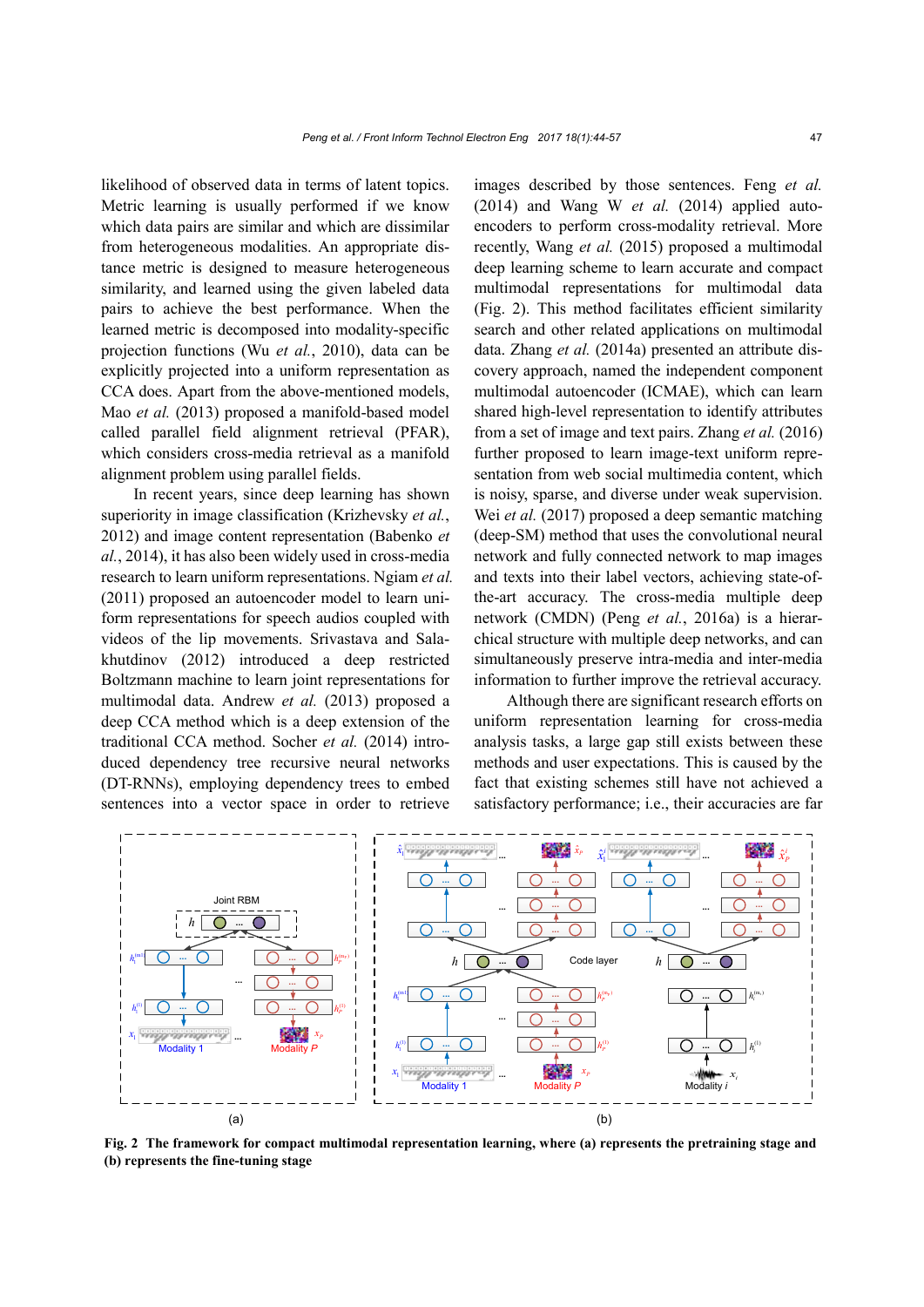likelihood of observed data in terms of latent topics. Metric learning is usually performed if we know which data pairs are similar and which are dissimilar from heterogeneous modalities. An appropriate distance metric is designed to measure heterogeneous similarity, and learned using the given labeled data pairs to achieve the best performance. When the learned metric is decomposed into modality-specific projection functions (Wu *et al.*, 2010), data can be explicitly projected into a uniform representation as CCA does. Apart from the above-mentioned models, Mao *et al.* (2013) proposed a manifold-based model called parallel field alignment retrieval (PFAR), which considers cross-media retrieval as a manifold alignment problem using parallel fields.

In recent years, since deep learning has shown superiority in image classification (Krizhevsky *et al.*, 2012) and image content representation (Babenko *et al.*, 2014), it has also been widely used in cross-media research to learn uniform representations. Ngiam *et al.* (2011) proposed an autoencoder model to learn uniform representations for speech audios coupled with videos of the lip movements. Srivastava and Salakhutdinov (2012) introduced a deep restricted Boltzmann machine to learn joint representations for multimodal data. Andrew *et al.* (2013) proposed a deep CCA method which is a deep extension of the traditional CCA method. Socher *et al.* (2014) introduced dependency tree recursive neural networks (DT-RNNs), employing dependency trees to embed sentences into a vector space in order to retrieve images described by those sentences. Feng *et al.* (2014) and Wang W *et al.* (2014) applied autoencoders to perform cross-modality retrieval. More recently, Wang *et al.* (2015) proposed a multimodal deep learning scheme to learn accurate and compact multimodal representations for multimodal data (Fig. 2). This method facilitates efficient similarity search and other related applications on multimodal data. Zhang *et al.* (2014a) presented an attribute discovery approach, named the independent component multimodal autoencoder (ICMAE), which can learn shared high-level representation to identify attributes from a set of image and text pairs. Zhang *et al.* (2016) further proposed to learn image-text uniform representation from web social multimedia content, which is noisy, sparse, and diverse under weak supervision. Wei *et al.* (2017) proposed a deep semantic matching (deep-SM) method that uses the convolutional neural network and fully connected network to map images and texts into their label vectors, achieving state-of-the-art accuracy. The cross-media multiple deep network (CMDN) (Peng *et al.*, 2016a) is a hierarchical structure with multiple deep networks, and can simultaneously preserve intra-media and inter-media information to further improve the retrieval accuracy.

Although there are significant research efforts on uniform representation learning for cross-media analysis tasks, a large gap still exists between these methods and user expectations. This is caused by the fact that existing schemes still have not achieved a satisfactory performance; i.e., their accuracies are far

**Fig. 2 The framework for compact multimodal representation learning, where (a) represents the pretraining stage and (b) represents the fine-tuning stage**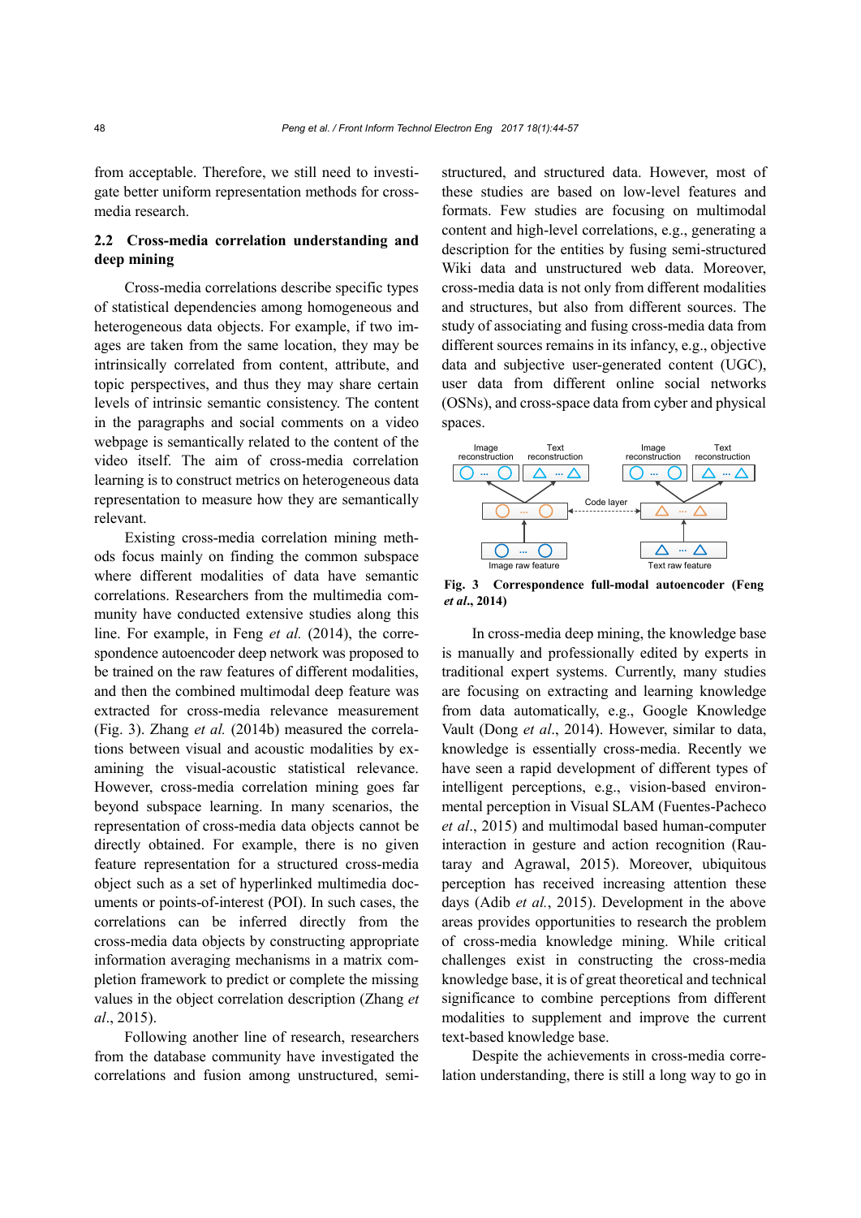from acceptable. Therefore, we still need to investigate better uniform representation methods for cross-media research.

### 2.2 Cross-media correlation understanding and deep mining

Cross-media correlations describe specific types of statistical dependencies among homogeneous and heterogeneous data objects. For example, if two images are taken from the same location, they may be intrinsically correlated from content, attribute, and topic perspectives, and thus they may share certain levels of intrinsic semantic consistency. The content in the paragraphs and social comments on a video webpage is semantically related to the content of the video itself. The aim of cross-media correlation learning is to construct metrics on heterogeneous data representation to measure how they are semantically relevant.

Existing cross-media correlation mining methods focus mainly on finding the common subspace where different modalities of data have semantic correlations. Researchers from the multimedia community have conducted extensive studies along this line. For example, in Feng *et al.* (2014), the correspondence autoencoder deep network was proposed to be trained on the raw features of different modalities, and then the combined multimodal deep feature was extracted for cross-media relevance measurement (Fig. 3). Zhang *et al.* (2014b) measured the correlations between visual and acoustic modalities by examining the visual-acoustic statistical relevance. However, cross-media correlation mining goes far beyond subspace learning. In many scenarios, the representation of cross-media data objects cannot be directly obtained. For example, there is no given feature representation for a structured cross-media object such as a set of hyperlinked multimedia documents or points-of-interest (POI). In such cases, the correlations can be inferred directly from the cross-media data objects by constructing appropriate information averaging mechanisms in a matrix completion framework to predict or complete the missing values in the object correlation description (Zhang *et al*., 2015).

Following another line of research, researchers from the database community have investigated the correlations and fusion among unstructured, semi-structured, and structured data. However, most of these studies are based on low-level features and formats. Few studies are focusing on multimodal content and high-level correlations, e.g., generating a description for the entities by fusing semi-structured Wiki data and unstructured web data. Moreover, cross-media data is not only from different modalities and structures, but also from different sources. The study of associating and fusing cross-media data from different sources remains in its infancy, e.g., objective data and subjective user-generated content (UGC), user data from different online social networks (OSNs), and cross-space data from cyber and physical spaces.

Image reconstruction | Text reconstruction | Image reconstruction | Text reconstruction | Code layer | Image raw feature | Text raw feature

**Fig. 3 Correspondence full-modal autoencoder (Feng *et al*., 2014)**

In cross-media deep mining, the knowledge base is manually and professionally edited by experts in traditional expert systems. Currently, many studies are focusing on extracting and learning knowledge from data automatically, e.g., Google Knowledge Vault (Dong *et al*., 2014). However, similar to data, knowledge is essentially cross-media. Recently we have seen a rapid development of different types of intelligent perceptions, e.g., vision-based environmental perception in Visual SLAM (Fuentes-Pacheco *et al*., 2015) and multimodal based human-computer interaction in gesture and action recognition (Rautaray and Agrawal, 2015). Moreover, ubiquitous perception has received increasing attention these days (Adib *et al.*, 2015). Development in the above areas provides opportunities to research the problem of cross-media knowledge mining. While critical challenges exist in constructing the cross-media knowledge base, it is of great theoretical and technical significance to combine perceptions from different modalities to supplement and improve the current text-based knowledge base.

Despite the achievements in cross-media correlation understanding, there is still a long way to go in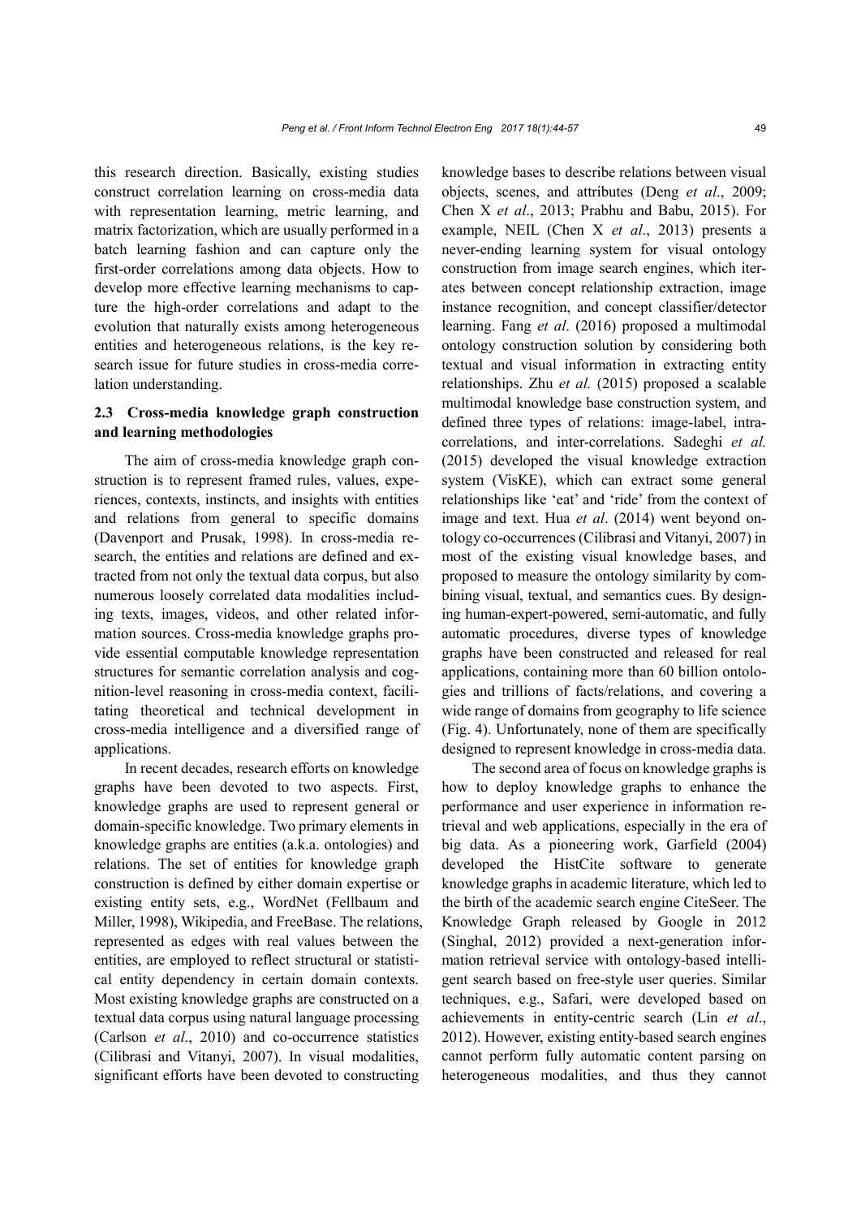this research direction. Basically, existing studies construct correlation learning on cross-media data with representation learning, metric learning, and matrix factorization, which are usually performed in a batch learning fashion and can capture only the first-order correlations among data objects. How to develop more effective learning mechanisms to capture the high-order correlations and adapt to the evolution that naturally exists among heterogeneous entities and heterogeneous relations, is the key research issue for future studies in cross-media correlation understanding.

### 2.3 Cross-media knowledge graph construction and learning methodologies

The aim of cross-media knowledge graph construction is to represent framed rules, values, experiences, contexts, instincts, and insights with entities and relations from general to specific domains (Davenport and Prusak, 1998). In cross-media research, the entities and relations are defined and extracted from not only the textual data corpus, but also numerous loosely correlated data modalities including texts, images, videos, and other related information sources. Cross-media knowledge graphs provide essential computable knowledge representation structures for semantic correlation analysis and cognition-level reasoning in cross-media context, facilitating theoretical and technical development in cross-media intelligence and a diversified range of applications.

In recent decades, research efforts on knowledge graphs have been devoted to two aspects. First, knowledge graphs are used to represent general or domain-specific knowledge. Two primary elements in knowledge graphs are entities (a.k.a. ontologies) and relations. The set of entities for knowledge graph construction is defined by either domain expertise or existing entity sets, e.g., WordNet (Fellbaum and Miller, 1998), Wikipedia, and FreeBase. The relations, represented as edges with real values between the entities, are employed to reflect structural or statistical entity dependency in certain domain contexts. Most existing knowledge graphs are constructed on a textual data corpus using natural language processing (Carlson *et al*., 2010) and co-occurrence statistics (Cilibrasi and Vitanyi, 2007). In visual modalities, significant efforts have been devoted to constructing knowledge bases to describe relations between visual objects, scenes, and attributes (Deng *et al*., 2009; Chen X *et al*., 2013; Prabhu and Babu, 2015). For example, NEIL (Chen X *et al*., 2013) presents a never-ending learning system for visual ontology construction from image search engines, which iterates between concept relationship extraction, image instance recognition, and concept classifier/detector learning. Fang *et al*. (2016) proposed a multimodal ontology construction solution by considering both textual and visual information in extracting entity relationships. Zhu *et al.* (2015) proposed a scalable multimodal knowledge base construction system, and defined three types of relations: image-label, intra-correlations, and inter-correlations. Sadeghi *et al.* (2015) developed the visual knowledge extraction system (VisKE), which can extract some general relationships like 'eat' and 'ride' from the context of image and text. Hua *et al*. (2014) went beyond ontology co-occurrences (Cilibrasi and Vitanyi, 2007) in most of the existing visual knowledge bases, and proposed to measure the ontology similarity by combining visual, textual, and semantics cues. By designing human-expert-powered, semi-automatic, and fully automatic procedures, diverse types of knowledge graphs have been constructed and released for real applications, containing more than 60 billion ontologies and trillions of facts/relations, and covering a wide range of domains from geography to life science (Fig. 4). Unfortunately, none of them are specifically designed to represent knowledge in cross-media data.

The second area of focus on knowledge graphs is how to deploy knowledge graphs to enhance the performance and user experience in information retrieval and web applications, especially in the era of big data. As a pioneering work, Garfield (2004) developed the HistCite software to generate knowledge graphs in academic literature, which led to the birth of the academic search engine CiteSeer. The Knowledge Graph released by Google in 2012 (Singhal, 2012) provided a next-generation information retrieval service with ontology-based intelligent search based on free-style user queries. Similar techniques, e.g., Safari, were developed based on achievements in entity-centric search (Lin *et al*., 2012). However, existing entity-based search engines cannot perform fully automatic content parsing on heterogeneous modalities, and thus they cannot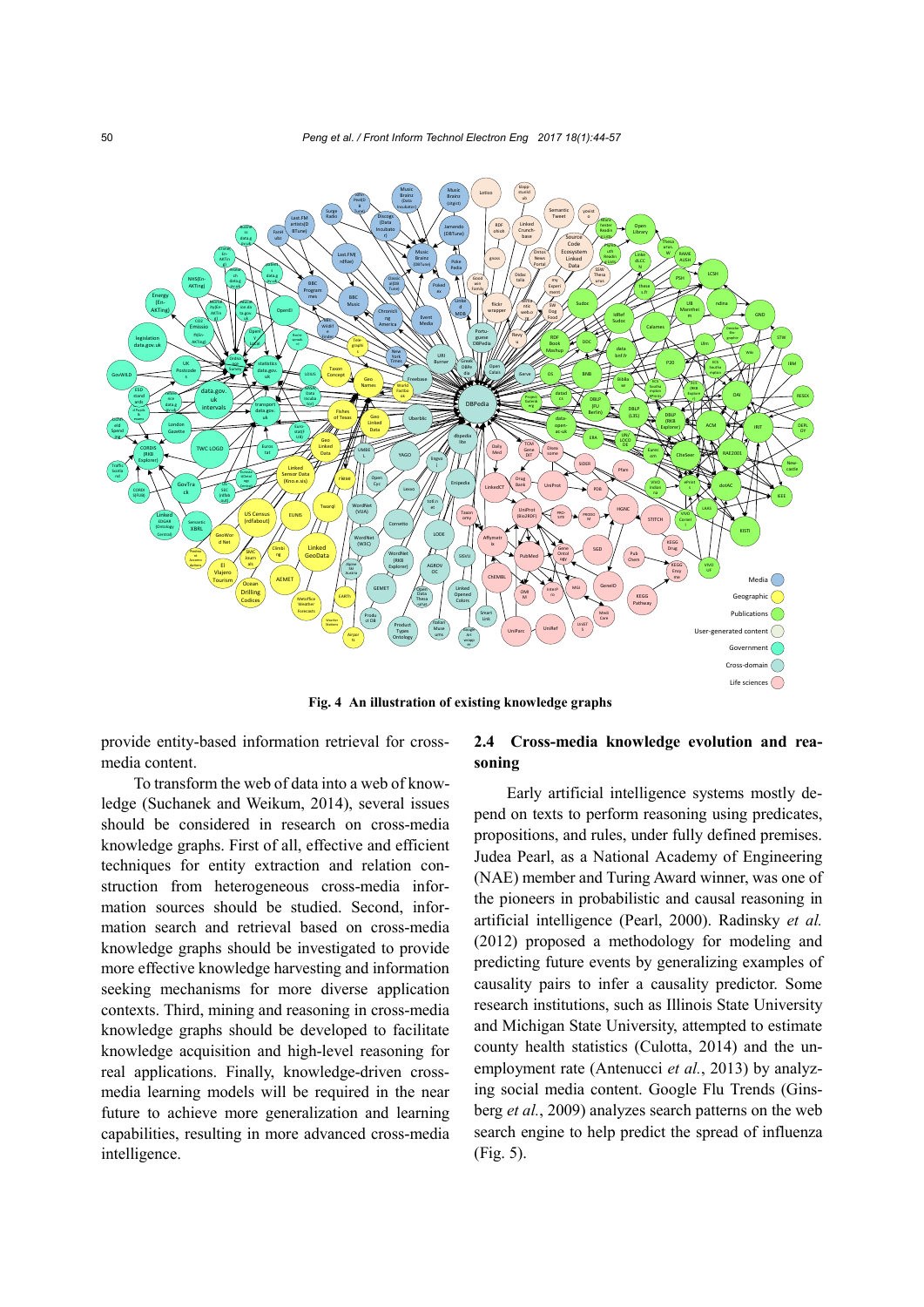Fig. 4 An illustration of existing knowledge graphs

provide entity-based information retrieval for cross-media content.

To transform the web of data into a web of knowledge (Suchanek and Weikum, 2014), several issues should be considered in research on cross-media knowledge graphs. First of all, effective and efficient techniques for entity extraction and relation construction from heterogeneous cross-media information sources should be studied. Second, information search and retrieval based on cross-media knowledge graphs should be investigated to provide more effective knowledge harvesting and information seeking mechanisms for more diverse application contexts. Third, mining and reasoning in cross-media knowledge graphs should be developed to facilitate knowledge acquisition and high-level reasoning for real applications. Finally, knowledge-driven cross-media learning models will be required in the near future to achieve more generalization and learning capabilities, resulting in more advanced cross-media intelligence.

## 2.4 Cross-media knowledge evolution and reasoning

Early artificial intelligence systems mostly depend on texts to perform reasoning using predicates, propositions, and rules, under fully defined premises. Judea Pearl, as a National Academy of Engineering (NAE) member and Turing Award winner, was one of the pioneers in probabilistic and causal reasoning in artificial intelligence (Pearl, 2000). Radinsky *et al.* (2012) proposed a methodology for modeling and predicting future events by generalizing examples of causality pairs to infer a causality predictor. Some research institutions, such as Illinois State University and Michigan State University, attempted to estimate county health statistics (Culotta, 2014) and the unemployment rate (Antenucci *et al.*, 2013) by analyzing social media content. Google Flu Trends (Ginsberg *et al.*, 2009) analyzes search patterns on the web search engine to help predict the spread of influenza (Fig. 5).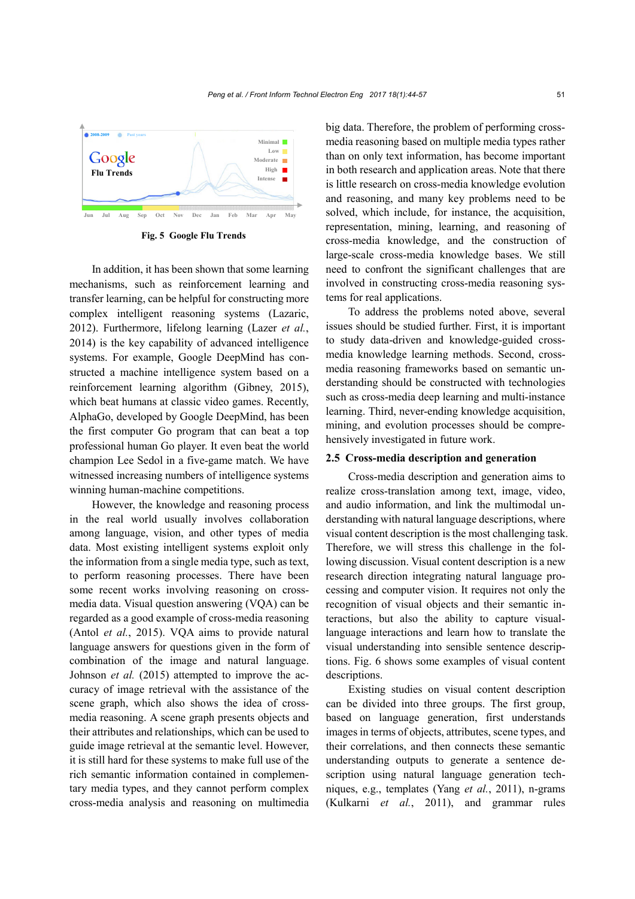Fig. 5 Google Flu Trends

In addition, it has been shown that some learning mechanisms, such as reinforcement learning and transfer learning, can be helpful for constructing more complex intelligent reasoning systems (Lazaric, 2012). Furthermore, lifelong learning (Lazer *et al.*, 2014) is the key capability of advanced intelligence systems. For example, Google DeepMind has constructed a machine intelligence system based on a reinforcement learning algorithm (Gibney, 2015), which beat humans at classic video games. Recently, AlphaGo, developed by Google DeepMind, has been the first computer Go program that can beat a top professional human Go player. It even beat the world champion Lee Sedol in a five-game match. We have witnessed increasing numbers of intelligence systems winning human-machine competitions.

However, the knowledge and reasoning process in the real world usually involves collaboration among language, vision, and other types of media data. Most existing intelligent systems exploit only the information from a single media type, such as text, to perform reasoning processes. There have been some recent works involving reasoning on cross-media data. Visual question answering (VQA) can be regarded as a good example of cross-media reasoning (Antol *et al.*, 2015). VQA aims to provide natural language answers for questions given in the form of combination of the image and natural language. Johnson *et al.* (2015) attempted to improve the accuracy of image retrieval with the assistance of the scene graph, which also shows the idea of cross-media reasoning. A scene graph presents objects and their attributes and relationships, which can be used to guide image retrieval at the semantic level. However, it is still hard for these systems to make full use of the rich semantic information contained in complementary media types, and they cannot perform complex cross-media analysis and reasoning on multimedia big data. Therefore, the problem of performing cross-media reasoning based on multiple media types rather than on only text information, has become important in both research and application areas. Note that there is little research on cross-media knowledge evolution and reasoning, and many key problems need to be solved, which include, for instance, the acquisition, representation, mining, learning, and reasoning of cross-media knowledge, and the construction of large-scale cross-media knowledge bases. We still need to confront the significant challenges that are involved in constructing cross-media reasoning systems for real applications.

To address the problems noted above, several issues should be studied further. First, it is important to study data-driven and knowledge-guided cross-media knowledge learning methods. Second, cross-media reasoning frameworks based on semantic understanding should be constructed with technologies such as cross-media deep learning and multi-instance learning. Third, never-ending knowledge acquisition, mining, and evolution processes should be comprehensively investigated in future work.

## 2.5 Cross-media description and generation

Cross-media description and generation aims to realize cross-translation among text, image, video, and audio information, and link the multimodal understanding with natural language descriptions, where visual content description is the most challenging task. Therefore, we will stress this challenge in the following discussion. Visual content description is a new research direction integrating natural language processing and computer vision. It requires not only the recognition of visual objects and their semantic interactions, but also the ability to capture visual-language interactions and learn how to translate the visual understanding into sensible sentence descriptions. Fig. 6 shows some examples of visual content descriptions.

Existing studies on visual content description can be divided into three groups. The first group, based on language generation, first understands images in terms of objects, attributes, scene types, and their correlations, and then connects these semantic understanding outputs to generate a sentence description using natural language generation techniques, e.g., templates (Yang *et al.*, 2011), n-grams (Kulkarni *et al.*, 2011), and grammar rules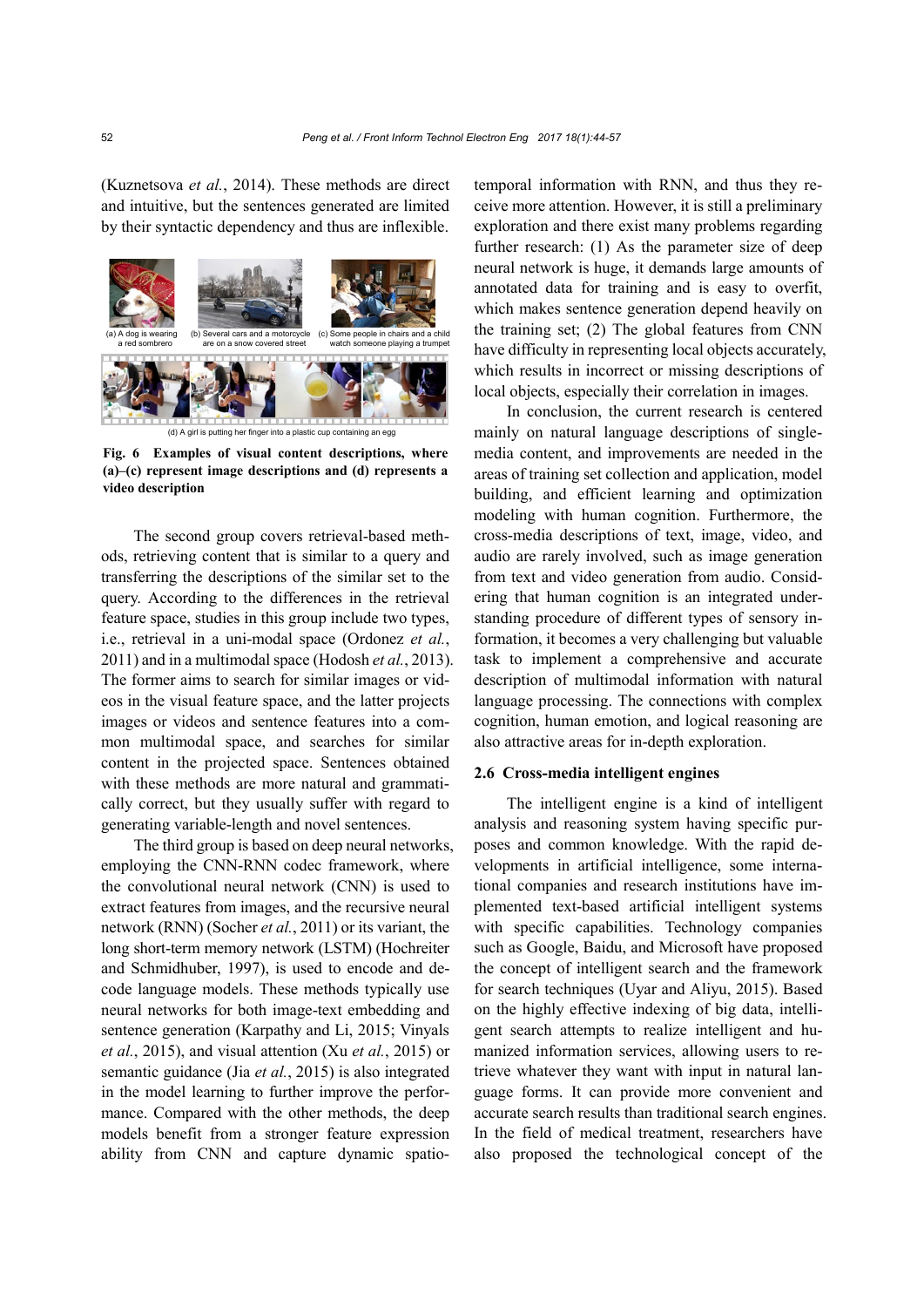(Kuznetsova *et al.*, 2014). These methods are direct and intuitive, but the sentences generated are limited by their syntactic dependency and thus are inflexible.

(a) A dog is wearing a red sombrero (b) Several cars and a motorcycle are on a snow covered street (c) Some people in chairs and a child watch someone playing a trumpet

(d) A girl is putting her finger into a plastic cup containing an egg

**Fig. 6 Examples of visual content descriptions, where (a)–(c) represent image descriptions and (d) represents a video description**

The second group covers retrieval-based methods, retrieving content that is similar to a query and transferring the descriptions of the similar set to the query. According to the differences in the retrieval feature space, studies in this group include two types, i.e., retrieval in a uni-modal space (Ordonez *et al.*, 2011) and in a multimodal space (Hodosh *et al.*, 2013). The former aims to search for similar images or videos in the visual feature space, and the latter projects images or videos and sentence features into a common multimodal space, and searches for similar content in the projected space. Sentences obtained with these methods are more natural and grammatically correct, but they usually suffer with regard to generating variable-length and novel sentences.

The third group is based on deep neural networks, employing the CNN-RNN codec framework, where the convolutional neural network (CNN) is used to extract features from images, and the recursive neural network (RNN) (Socher *et al.*, 2011) or its variant, the long short-term memory network (LSTM) (Hochreiter and Schmidhuber, 1997), is used to encode and decode language models. These methods typically use neural networks for both image-text embedding and sentence generation (Karpathy and Li, 2015; Vinyals *et al.*, 2015), and visual attention (Xu *et al.*, 2015) or semantic guidance (Jia *et al.*, 2015) is also integrated in the model learning to further improve the performance. Compared with the other methods, the deep models benefit from a stronger feature expression ability from CNN and capture dynamic spatio-temporal information with RNN, and thus they receive more attention. However, it is still a preliminary exploration and there exist many problems regarding further research: (1) As the parameter size of deep neural network is huge, it demands large amounts of annotated data for training and is easy to overfit, which makes sentence generation depend heavily on the training set; (2) The global features from CNN have difficulty in representing local objects accurately, which results in incorrect or missing descriptions of local objects, especially their correlation in images.

In conclusion, the current research is centered mainly on natural language descriptions of single-media content, and improvements are needed in the areas of training set collection and application, model building, and efficient learning and optimization modeling with human cognition. Furthermore, the cross-media descriptions of text, image, video, and audio are rarely involved, such as image generation from text and video generation from audio. Considering that human cognition is an integrated understanding procedure of different types of sensory information, it becomes a very challenging but valuable task to implement a comprehensive and accurate description of multimodal information with natural language processing. The connections with complex cognition, human emotion, and logical reasoning are also attractive areas for in-depth exploration.

### 2.6 Cross-media intelligent engines

The intelligent engine is a kind of intelligent analysis and reasoning system having specific purposes and common knowledge. With the rapid developments in artificial intelligence, some international companies and research institutions have implemented text-based artificial intelligent systems with specific capabilities. Technology companies such as Google, Baidu, and Microsoft have proposed the concept of intelligent search and the framework for search techniques (Uyar and Aliyu, 2015). Based on the highly effective indexing of big data, intelligent search attempts to realize intelligent and humanized information services, allowing users to retrieve whatever they want with input in natural language forms. It can provide more convenient and accurate search results than traditional search engines. In the field of medical treatment, researchers have also proposed the technological concept of the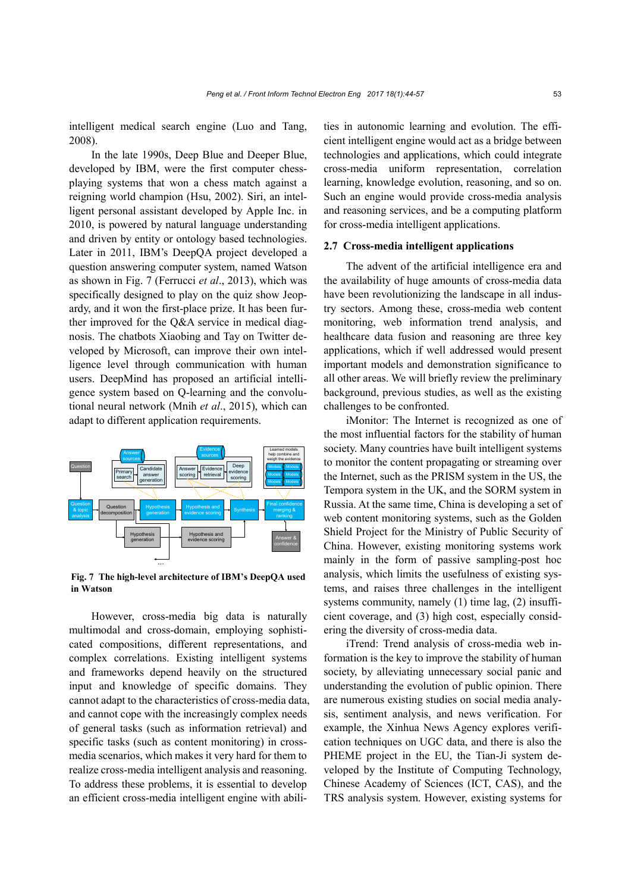intelligent medical search engine (Luo and Tang, 2008).

In the late 1990s, Deep Blue and Deeper Blue, developed by IBM, were the first computer chess-playing systems that won a chess match against a reigning world champion (Hsu, 2002). Siri, an intelligent personal assistant developed by Apple Inc. in 2010, is powered by natural language understanding and driven by entity or ontology based technologies. Later in 2011, IBM's DeepQA project developed a question answering computer system, named Watson as shown in Fig. 7 (Ferrucci *et al*., 2013), which was specifically designed to play on the quiz show Jeopardy, and it won the first-place prize. It has been further improved for the Q&A service in medical diagnosis. The chatbots Xiaobing and Tay on Twitter developed by Microsoft, can improve their own intelligence level through communication with human users. DeepMind has proposed an artificial intelligence system based on Q-learning and the convolutional neural network (Mnih *et al*., 2015), which can adapt to different application requirements.

**Fig. 7 The high-level architecture of IBM's DeepQA used in Watson**

However, cross-media big data is naturally multimodal and cross-domain, employing sophisticated compositions, different representations, and complex correlations. Existing intelligent systems and frameworks depend heavily on the structured input and knowledge of specific domains. They cannot adapt to the characteristics of cross-media data, and cannot cope with the increasingly complex needs of general tasks (such as information retrieval) and specific tasks (such as content monitoring) in cross-media scenarios, which makes it very hard for them to realize cross-media intelligent analysis and reasoning. To address these problems, it is essential to develop an efficient cross-media intelligent engine with abilities in autonomic learning and evolution. The efficient intelligent engine would act as a bridge between technologies and applications, which could integrate cross-media uniform representation, correlation learning, knowledge evolution, reasoning, and so on. Such an engine would provide cross-media analysis and reasoning services, and be a computing platform for cross-media intelligent applications.

### 2.7 Cross-media intelligent applications

The advent of the artificial intelligence era and the availability of huge amounts of cross-media data have been revolutionizing the landscape in all industry sectors. Among these, cross-media web content monitoring, web information trend analysis, and healthcare data fusion and reasoning are three key applications, which if well addressed would present important models and demonstration significance to all other areas. We will briefly review the preliminary background, previous studies, as well as the existing challenges to be confronted.

iMonitor: The Internet is recognized as one of the most influential factors for the stability of human society. Many countries have built intelligent systems to monitor the content propagating or streaming over the Internet, such as the PRISM system in the US, the Tempora system in the UK, and the SORM system in Russia. At the same time, China is developing a set of web content monitoring systems, such as the Golden Shield Project for the Ministry of Public Security of China. However, existing monitoring systems work mainly in the form of passive sampling-post hoc analysis, which limits the usefulness of existing systems, and raises three challenges in the intelligent systems community, namely (1) time lag, (2) insufficient coverage, and (3) high cost, especially considering the diversity of cross-media data.

iTrend: Trend analysis of cross-media web information is the key to improve the stability of human society, by alleviating unnecessary social panic and understanding the evolution of public opinion. There are numerous existing studies on social media analysis, sentiment analysis, and news verification. For example, the Xinhua News Agency explores verification techniques on UGC data, and there is also the PHEME project in the EU, the Tian-Ji system developed by the Institute of Computing Technology, Chinese Academy of Sciences (ICT, CAS), and the TRS analysis system. However, existing systems for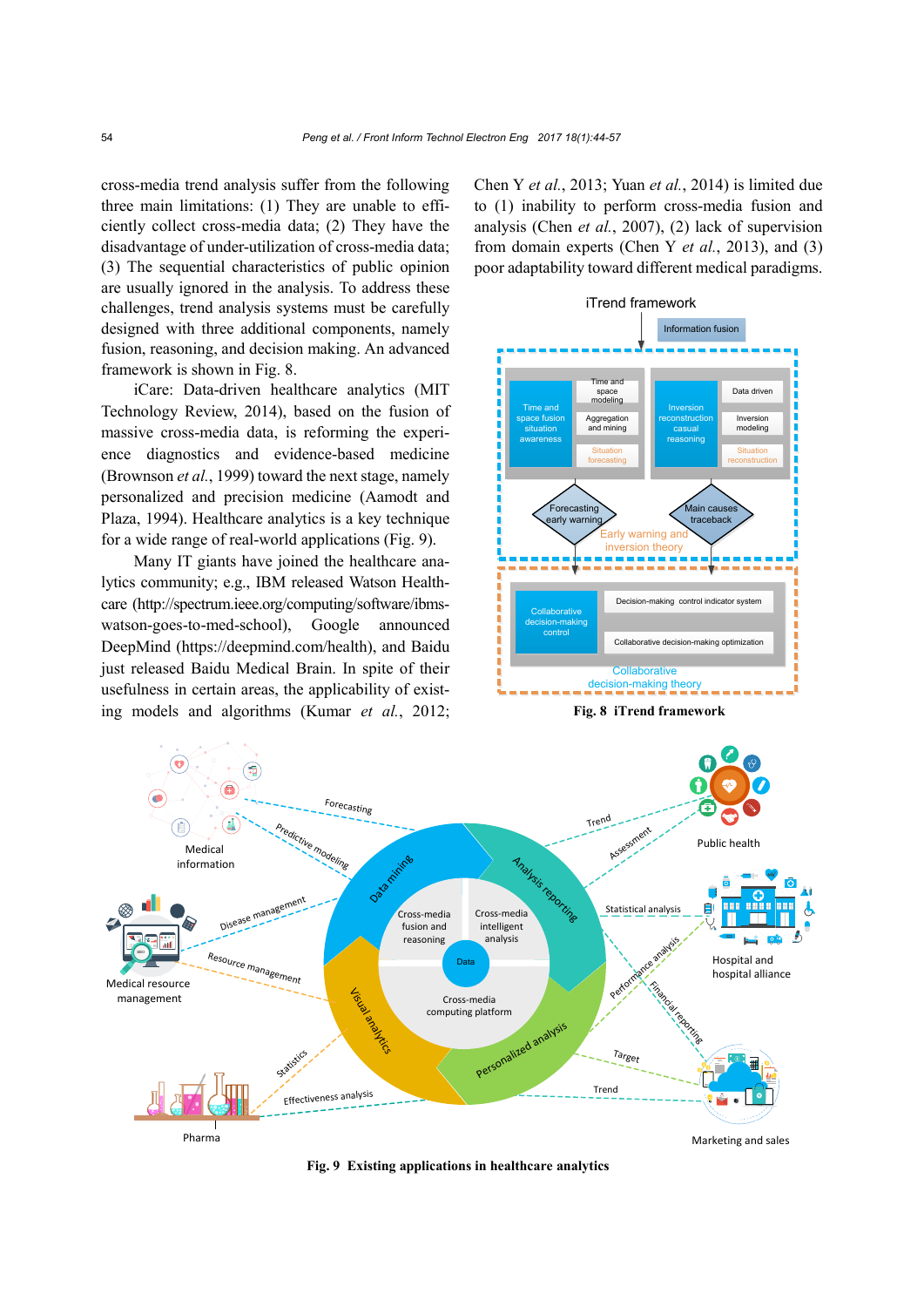cross-media trend analysis suffer from the following three main limitations: (1) They are unable to efficiently collect cross-media data; (2) They have the disadvantage of under-utilization of cross-media data; (3) The sequential characteristics of public opinion are usually ignored in the analysis. To address these challenges, trend analysis systems must be carefully designed with three additional components, namely fusion, reasoning, and decision making. An advanced framework is shown in Fig. 8.

iCare: Data-driven healthcare analytics (MIT Technology Review, 2014), based on the fusion of massive cross-media data, is reforming the experience diagnostics and evidence-based medicine (Brownson *et al.*, 1999) toward the next stage, namely personalized and precision medicine (Aamodt and Plaza, 1994). Healthcare analytics is a key technique for a wide range of real-world applications (Fig. 9).

Many IT giants have joined the healthcare analytics community; e.g., IBM released Watson Healthcare (http://spectrum.ieee.org/computing/software/ibms-watson-goes-to-med-school), Google announced DeepMind (https://deepmind.com/health), and Baidu just released Baidu Medical Brain. In spite of their usefulness in certain areas, the applicability of existing models and algorithms (Kumar *et al.*, 2012; Chen Y *et al.*, 2013; Yuan *et al.*, 2014) is limited due to (1) inability to perform cross-media fusion and analysis (Chen *et al.*, 2007), (2) lack of supervision from domain experts (Chen Y *et al.*, 2013), and (3) poor adaptability toward different medical paradigms.

**Fig. 8 iTrend framework**

**Fig. 9 Existing applications in healthcare analytics**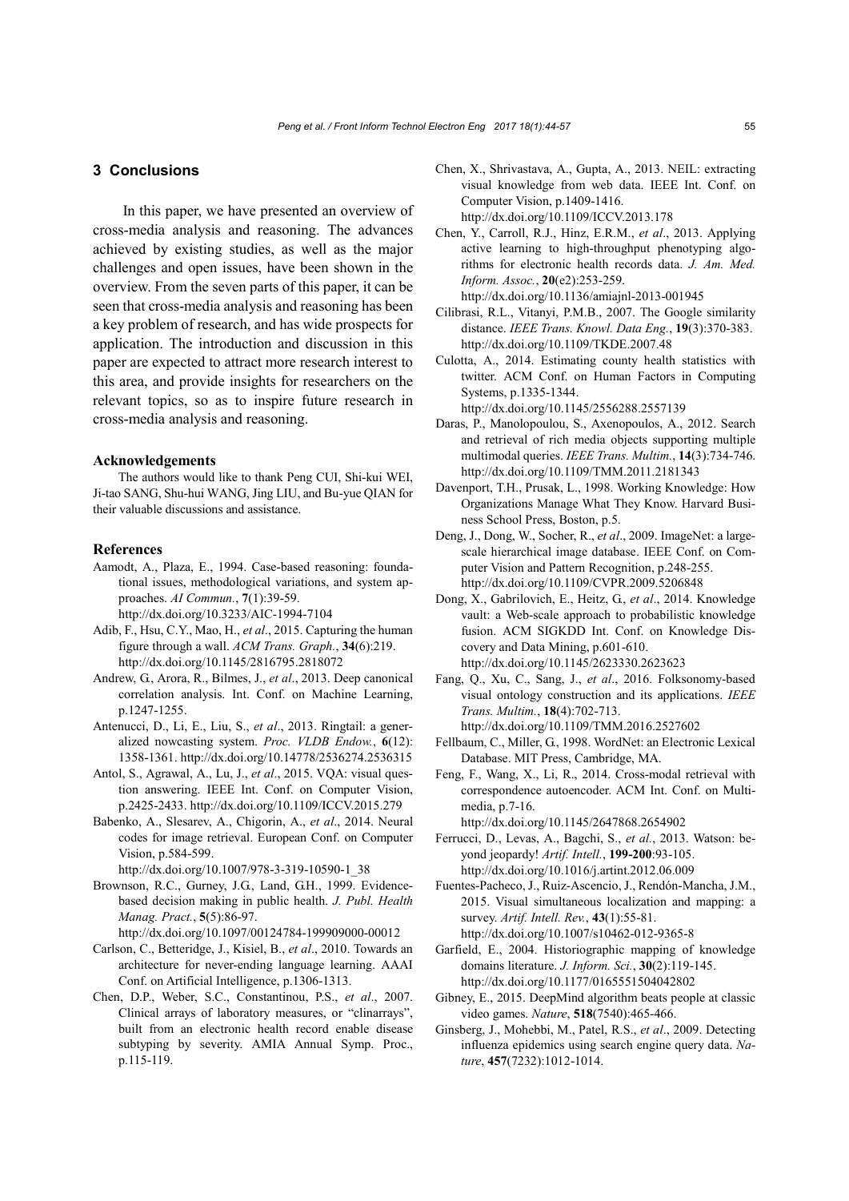## 3 Conclusions

In this paper, we have presented an overview of cross-media analysis and reasoning. The advances achieved by existing studies, as well as the major challenges and open issues, have been shown in the overview. From the seven parts of this paper, it can be seen that cross-media analysis and reasoning has been a key problem of research, and has wide prospects for application. The introduction and discussion in this paper are expected to attract more research interest to this area, and provide insights for researchers on the relevant topics, so as to inspire future research in cross-media analysis and reasoning.

### Acknowledgements

The authors would like to thank Peng CUI, Shi-kui WEI, Ji-tao SANG, Shu-hui WANG, Jing LIU, and Bu-yue QIAN for their valuable discussions and assistance.

### References

Aamodt, A., Plaza, E., 1994. Case-based reasoning: foundational issues, methodological variations, and system approaches. *AI Commun.*, **7**(1):39-59. http://dx.doi.org/10.3233/AIC-1994-7104

Adib, F., Hsu, C.Y., Mao, H., *et al*., 2015. Capturing the human figure through a wall. *ACM Trans. Graph.*, **34**(6):219. http://dx.doi.org/10.1145/2816795.2818072

Andrew, G., Arora, R., Bilmes, J., *et al*., 2013. Deep canonical correlation analysis. Int. Conf. on Machine Learning, p.1247-1255.

Antenucci, D., Li, E., Liu, S., *et al*., 2013. Ringtail: a generalized nowcasting system. *Proc. VLDB Endow.*, **6**(12): 1358-1361. http://dx.doi.org/10.14778/2536274.2536315

Antol, S., Agrawal, A., Lu, J., *et al*., 2015. VQA: visual question answering. IEEE Int. Conf. on Computer Vision, p.2425-2433. http://dx.doi.org/10.1109/ICCV.2015.279

Babenko, A., Slesarev, A., Chigorin, A., *et al*., 2014. Neural codes for image retrieval. European Conf. on Computer Vision, p.584-599. http://dx.doi.org/10.1007/978-3-319-10590-1_38

Brownson, R.C., Gurney, J.G., Land, G.H., 1999. Evidence-based decision making in public health. *J. Publ. Health Manag. Pract.*, **5**(5):86-97. http://dx.doi.org/10.1097/00124784-199909000-00012

Carlson, C., Betteridge, J., Kisiel, B., *et al*., 2010. Towards an architecture for never-ending language learning. AAAI Conf. on Artificial Intelligence, p.1306-1313.

Chen, D.P., Weber, S.C., Constantinou, P.S., *et al*., 2007. Clinical arrays of laboratory measures, or "clinarrays", built from an electronic health record enable disease subtyping by severity. AMIA Annual Symp. Proc., p.115-119.

Chen, X., Shrivastava, A., Gupta, A., 2013. NEIL: extracting visual knowledge from web data. IEEE Int. Conf. on Computer Vision, p.1409-1416. http://dx.doi.org/10.1109/ICCV.2013.178

Chen, Y., Carroll, R.J., Hinz, E.R.M., *et al*., 2013. Applying active learning to high-throughput phenotyping algorithms for electronic health records data. *J. Am. Med. Inform. Assoc.*, **20**(e2):253-259. http://dx.doi.org/10.1136/amiajnl-2013-001945

Cilibrasi, R.L., Vitanyi, P.M.B., 2007. The Google similarity distance. *IEEE Trans. Knowl. Data Eng.*, **19**(3):370-383. http://dx.doi.org/10.1109/TKDE.2007.48

Culotta, A., 2014. Estimating county health statistics with twitter. ACM Conf. on Human Factors in Computing Systems, p.1335-1344. http://dx.doi.org/10.1145/2556288.2557139

Daras, P., Manolopoulou, S., Axenopoulos, A., 2012. Search and retrieval of rich media objects supporting multiple multimodal queries. *IEEE Trans. Multim.*, **14**(3):734-746. http://dx.doi.org/10.1109/TMM.2011.2181343

Davenport, T.H., Prusak, L., 1998. Working Knowledge: How Organizations Manage What They Know. Harvard Business School Press, Boston, p.5.

Deng, J., Dong, W., Socher, R., *et al*., 2009. ImageNet: a large-scale hierarchical image database. IEEE Conf. on Computer Vision and Pattern Recognition, p.248-255. http://dx.doi.org/10.1109/CVPR.2009.5206848

Dong, X., Gabrilovich, E., Heitz, G., *et al*., 2014. Knowledge vault: a Web-scale approach to probabilistic knowledge fusion. ACM SIGKDD Int. Conf. on Knowledge Discovery and Data Mining, p.601-610. http://dx.doi.org/10.1145/2623330.2623623

Fang, Q., Xu, C., Sang, J., *et al*., 2016. Folksonomy-based visual ontology construction and its applications. *IEEE Trans. Multim.*, **18**(4):702-713. http://dx.doi.org/10.1109/TMM.2016.2527602

Fellbaum, C., Miller, G., 1998. WordNet: an Electronic Lexical Database. MIT Press, Cambridge, MA.

Feng, F., Wang, X., Li, R., 2014. Cross-modal retrieval with correspondence autoencoder. ACM Int. Conf. on Multimedia, p.7-16. http://dx.doi.org/10.1145/2647868.2654902

Ferrucci, D., Levas, A., Bagchi, S., *et al*., 2013. Watson: beyond jeopardy! *Artif. Intell.*, **199-200**:93-105. http://dx.doi.org/10.1016/j.artint.2012.06.009

Fuentes-Pacheco, J., Ruiz-Ascencio, J., Rendón-Mancha, J.M., 2015. Visual simultaneous localization and mapping: a survey. *Artif. Intell. Rev.*, **43**(1):55-81. http://dx.doi.org/10.1007/s10462-012-9365-8

Garfield, E., 2004. Historiographic mapping of knowledge domains literature. *J. Inform. Sci.*, **30**(2):119-145. http://dx.doi.org/10.1177/0165551504042802

Gibney, E., 2015. DeepMind algorithm beats people at classic video games. *Nature*, **518**(7540):465-466.

Ginsberg, J., Mohebbi, M., Patel, R.S., *et al*., 2009. Detecting influenza epidemics using search engine query data. *Nature*, **457**(7232):1012-1014.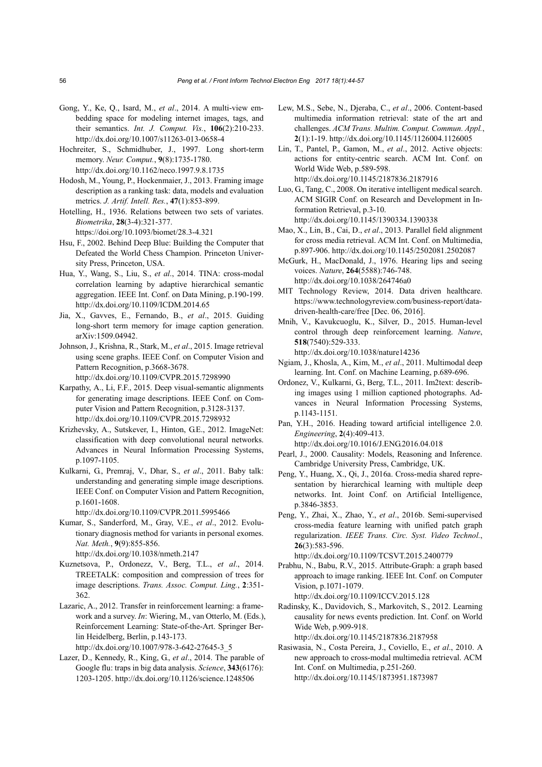Gong, Y., Ke, Q., Isard, M., *et al*., 2014. A multi-view embedding space for modeling internet images, tags, and their semantics. *Int. J. Comput. Vis.*, **106**(2):210-233. http://dx.doi.org/10.1007/s11263-013-0658-4

Hochreiter, S., Schmidhuber, J., 1997. Long short-term memory. *Neur. Comput.*, **9**(8):1735-1780. http://dx.doi.org/10.1162/neco.1997.9.8.1735

Hodosh, M., Young, P., Hockenmaier, J., 2013. Framing image description as a ranking task: data, models and evaluation metrics. *J. Artif. Intell. Res.*, **47**(1):853-899.

Hotelling, H., 1936. Relations between two sets of variates. *Biometrika*, **28**(3-4):321-377. https://doi.org/10.1093/biomet/28.3-4.321

Hsu, F., 2002. Behind Deep Blue: Building the Computer that Defeated the World Chess Champion. Princeton University Press, Princeton, USA.

Hua, Y., Wang, S., Liu, S., *et al*., 2014. TINA: cross-modal correlation learning by adaptive hierarchical semantic aggregation. IEEE Int. Conf. on Data Mining, p.190-199. http://dx.doi.org/10.1109/ICDM.2014.65

Jia, X., Gavves, E., Fernando, B., *et al*., 2015. Guiding long-short term memory for image caption generation. arXiv:1509.04942.

Johnson, J., Krishna, R., Stark, M., *et al*., 2015. Image retrieval using scene graphs. IEEE Conf. on Computer Vision and Pattern Recognition, p.3668-3678. http://dx.doi.org/10.1109/CVPR.2015.7298990

Karpathy, A., Li, F.F., 2015. Deep visual-semantic alignments for generating image descriptions. IEEE Conf. on Computer Vision and Pattern Recognition, p.3128-3137. http://dx.doi.org/10.1109/CVPR.2015.7298932

Krizhevsky, A., Sutskever, I., Hinton, G.E., 2012. ImageNet: classification with deep convolutional neural networks. Advances in Neural Information Processing Systems, p.1097-1105.

Kulkarni, G., Premraj, V., Dhar, S., *et al*., 2011. Baby talk: understanding and generating simple image descriptions. IEEE Conf. on Computer Vision and Pattern Recognition, p.1601-1608. http://dx.doi.org/10.1109/CVPR.2011.5995466

Kumar, S., Sanderford, M., Gray, V.E., *et al*., 2012. Evolutionary diagnosis method for variants in personal exomes. *Nat. Meth.*, **9**(9):855-856. http://dx.doi.org/10.1038/nmeth.2147

Kuznetsova, P., Ordonezz, V., Berg, T.L., *et al*., 2014. TREETALK: composition and compression of trees for image descriptions. *Trans. Assoc. Comput. Ling.*, **2**:351-362.

Lazaric, A., 2012. Transfer in reinforcement learning: a framework and a survey. *In*: Wiering, M., van Otterlo, M. (Eds.), Reinforcement Learning: State-of-the-Art. Springer Berlin Heidelberg, Berlin, p.143-173. http://dx.doi.org/10.1007/978-3-642-27645-3_5

Lazer, D., Kennedy, R., King, G., *et al*., 2014. The parable of Google flu: traps in big data analysis. *Science*, **343**(6176): 1203-1205. http://dx.doi.org/10.1126/science.1248506

Lew, M.S., Sebe, N., Djeraba, C., *et al*., 2006. Content-based multimedia information retrieval: state of the art and challenges. *ACM Trans. Multim. Comput. Commun. Appl.*, **2**(1):1-19. http://dx.doi.org/10.1145/1126004.1126005

Lin, T., Pantel, P., Gamon, M., *et al*., 2012. Active objects: actions for entity-centric search. ACM Int. Conf. on World Wide Web, p.589-598. http://dx.doi.org/10.1145/2187836.2187916

Luo, G., Tang, C., 2008. On iterative intelligent medical search. ACM SIGIR Conf. on Research and Development in Information Retrieval, p.3-10. http://dx.doi.org/10.1145/1390334.1390338

Mao, X., Lin, B., Cai, D., *et al*., 2013. Parallel field alignment for cross media retrieval. ACM Int. Conf. on Multimedia, p.897-906. http://dx.doi.org/10.1145/2502081.2502087

McGurk, H., MacDonald, J., 1976. Hearing lips and seeing voices. *Nature*, **264**(5588):746-748. http://dx.doi.org/10.1038/264746a0

MIT Technology Review, 2014. Data driven healthcare. https://www.technologyreview.com/business-report/data-driven-health-care/free [Dec. 06, 2016].

Mnih, V., Kavukcuoglu, K., Silver, D., 2015. Human-level control through deep reinforcement learning. *Nature*, **518**(7540):529-333. http://dx.doi.org/10.1038/nature14236

Ngiam, J., Khosla, A., Kim, M., *et al*., 2011. Multimodal deep learning. Int. Conf. on Machine Learning, p.689-696.

Ordonez, V., Kulkarni, G., Berg, T.L., 2011. Im2text: describing images using 1 million captioned photographs. Advances in Neural Information Processing Systems, p.1143-1151.

Pan, Y.H., 2016. Heading toward artificial intelligence 2.0. *Engineering*, **2**(4):409-413. http://dx.doi.org/10.1016/J.ENG.2016.04.018

Pearl, J., 2000. Causality: Models, Reasoning and Inference. Cambridge University Press, Cambridge, UK.

Peng, Y., Huang, X., Qi, J., 2016a. Cross-media shared representation by hierarchical learning with multiple deep networks. Int. Joint Conf. on Artificial Intelligence, p.3846-3853.

Peng, Y., Zhai, X., Zhao, Y., *et al*., 2016b. Semi-supervised cross-media feature learning with unified patch graph regularization. *IEEE Trans. Circ. Syst. Video Technol.*, **26**(3):583-596. http://dx.doi.org/10.1109/TCSVT.2015.2400779

Prabhu, N., Babu, R.V., 2015. Attribute-Graph: a graph based approach to image ranking. IEEE Int. Conf. on Computer Vision, p.1071-1079. http://dx.doi.org/10.1109/ICCV.2015.128

Radinsky, K., Davidovich, S., Markovitch, S., 2012. Learning causality for news events prediction. Int. Conf. on World Wide Web, p.909-918. http://dx.doi.org/10.1145/2187836.2187958

Rasiwasia, N., Costa Pereira, J., Coviello, E., *et al*., 2010. A new approach to cross-modal multimedia retrieval. ACM Int. Conf. on Multimedia, p.251-260. http://dx.doi.org/10.1145/1873951.1873987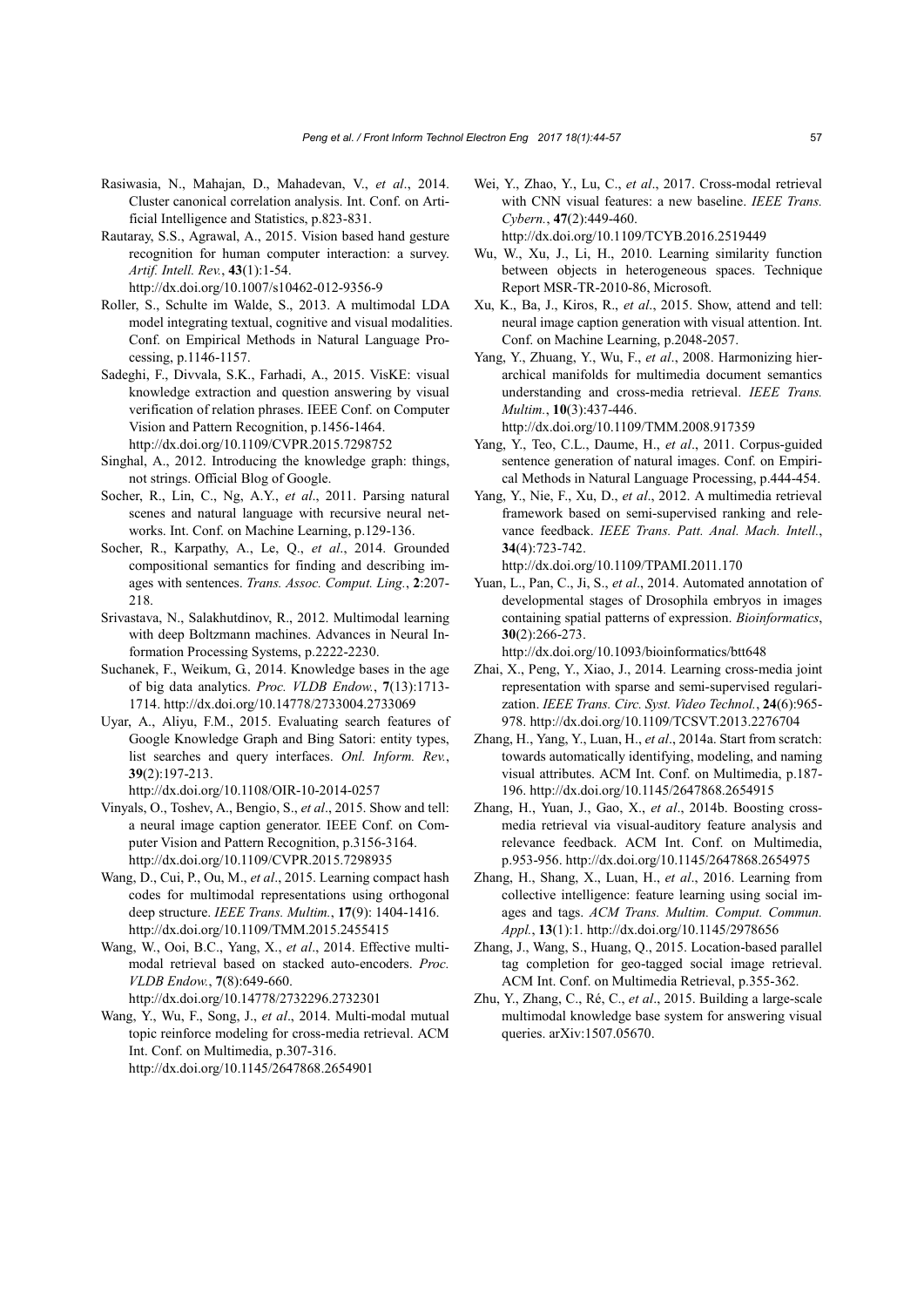Rasiwasia, N., Mahajan, D., Mahadevan, V., *et al*., 2014. Cluster canonical correlation analysis. Int. Conf. on Artificial Intelligence and Statistics, p.823-831.

Rautaray, S.S., Agrawal, A., 2015. Vision based hand gesture recognition for human computer interaction: a survey. *Artif. Intell. Rev.*, **43**(1):1-54. http://dx.doi.org/10.1007/s10462-012-9356-9

Roller, S., Schulte im Walde, S., 2013. A multimodal LDA model integrating textual, cognitive and visual modalities. Conf. on Empirical Methods in Natural Language Processing, p.1146-1157.

Sadeghi, F., Divvala, S.K., Farhadi, A., 2015. VisKE: visual knowledge extraction and question answering by visual verification of relation phrases. IEEE Conf. on Computer Vision and Pattern Recognition, p.1456-1464. http://dx.doi.org/10.1109/CVPR.2015.7298752

Singhal, A., 2012. Introducing the knowledge graph: things, not strings. Official Blog of Google.

Socher, R., Lin, C., Ng, A.Y., *et al*., 2011. Parsing natural scenes and natural language with recursive neural networks. Int. Conf. on Machine Learning, p.129-136.

Socher, R., Karpathy, A., Le, Q., *et al*., 2014. Grounded compositional semantics for finding and describing images with sentences. *Trans. Assoc. Comput. Ling.*, **2**:207-218.

Srivastava, N., Salakhutdinov, R., 2012. Multimodal learning with deep Boltzmann machines. Advances in Neural Information Processing Systems, p.2222-2230.

Suchanek, F., Weikum, G., 2014. Knowledge bases in the age of big data analytics. *Proc. VLDB Endow.*, **7**(13):1713-1714. http://dx.doi.org/10.14778/2733004.2733069

Uyar, A., Aliyu, F.M., 2015. Evaluating search features of Google Knowledge Graph and Bing Satori: entity types, list searches and query interfaces. *Onl. Inform. Rev.*, **39**(2):197-213. http://dx.doi.org/10.1108/OIR-10-2014-0257

Vinyals, O., Toshev, A., Bengio, S., *et al*., 2015. Show and tell: a neural image caption generator. IEEE Conf. on Computer Vision and Pattern Recognition, p.3156-3164. http://dx.doi.org/10.1109/CVPR.2015.7298935

Wang, D., Cui, P., Ou, M., *et al*., 2015. Learning compact hash codes for multimodal representations using orthogonal deep structure. *IEEE Trans. Multim.*, **17**(9): 1404-1416. http://dx.doi.org/10.1109/TMM.2015.2455415

Wang, W., Ooi, B.C., Yang, X., *et al*., 2014. Effective multimodal retrieval based on stacked auto-encoders. *Proc. VLDB Endow.*, **7**(8):649-660. http://dx.doi.org/10.14778/2732296.2732301

Wang, Y., Wu, F., Song, J., *et al*., 2014. Multi-modal mutual topic reinforce modeling for cross-media retrieval. ACM Int. Conf. on Multimedia, p.307-316. http://dx.doi.org/10.1145/2647868.2654901

Wei, Y., Zhao, Y., Lu, C., *et al*., 2017. Cross-modal retrieval with CNN visual features: a new baseline. *IEEE Trans. Cybern.*, **47**(2):449-460. http://dx.doi.org/10.1109/TCYB.2016.2519449

Wu, W., Xu, J., Li, H., 2010. Learning similarity function between objects in heterogeneous spaces. Technique Report MSR-TR-2010-86, Microsoft.

Xu, K., Ba, J., Kiros, R., *et al*., 2015. Show, attend and tell: neural image caption generation with visual attention. Int. Conf. on Machine Learning, p.2048-2057.

Yang, Y., Zhuang, Y., Wu, F., *et al*., 2008. Harmonizing hierarchical manifolds for multimedia document semantics understanding and cross-media retrieval. *IEEE Trans. Multim.*, **10**(3):437-446. http://dx.doi.org/10.1109/TMM.2008.917359

Yang, Y., Teo, C.L., Daume, H., *et al*., 2011. Corpus-guided sentence generation of natural images. Conf. on Empirical Methods in Natural Language Processing, p.444-454.

Yang, Y., Nie, F., Xu, D., *et al*., 2012. A multimedia retrieval framework based on semi-supervised ranking and relevance feedback. *IEEE Trans. Patt. Anal. Mach. Intell.*, **34**(4):723-742. http://dx.doi.org/10.1109/TPAMI.2011.170

Yuan, L., Pan, C., Ji, S., *et al*., 2014. Automated annotation of developmental stages of Drosophila embryos in images containing spatial patterns of expression. *Bioinformatics*, **30**(2):266-273. http://dx.doi.org/10.1093/bioinformatics/btt648

Zhai, X., Peng, Y., Xiao, J., 2014. Learning cross-media joint representation with sparse and semi-supervised regularization. *IEEE Trans. Circ. Syst. Video Technol.*, **24**(6):965-978. http://dx.doi.org/10.1109/TCSVT.2013.2276704

Zhang, H., Yang, Y., Luan, H., *et al*., 2014a. Start from scratch: towards automatically identifying, modeling, and naming visual attributes. ACM Int. Conf. on Multimedia, p.187-196. http://dx.doi.org/10.1145/2647868.2654915

Zhang, H., Yuan, J., Gao, X., *et al*., 2014b. Boosting cross-media retrieval via visual-auditory feature analysis and relevance feedback. ACM Int. Conf. on Multimedia, p.953-956. http://dx.doi.org/10.1145/2647868.2654975

Zhang, H., Shang, X., Luan, H., *et al*., 2016. Learning from collective intelligence: feature learning using social images and tags. *ACM Trans. Multim. Comput. Commun. Appl.*, **13**(1):1. http://dx.doi.org/10.1145/2978656

Zhang, J., Wang, S., Huang, Q., 2015. Location-based parallel tag completion for geo-tagged social image retrieval. ACM Int. Conf. on Multimedia Retrieval, p.355-362.

Zhu, Y., Zhang, C., Ré, C., *et al*., 2015. Building a large-scale multimodal knowledge base system for answering visual queries. arXiv:1507.05670.